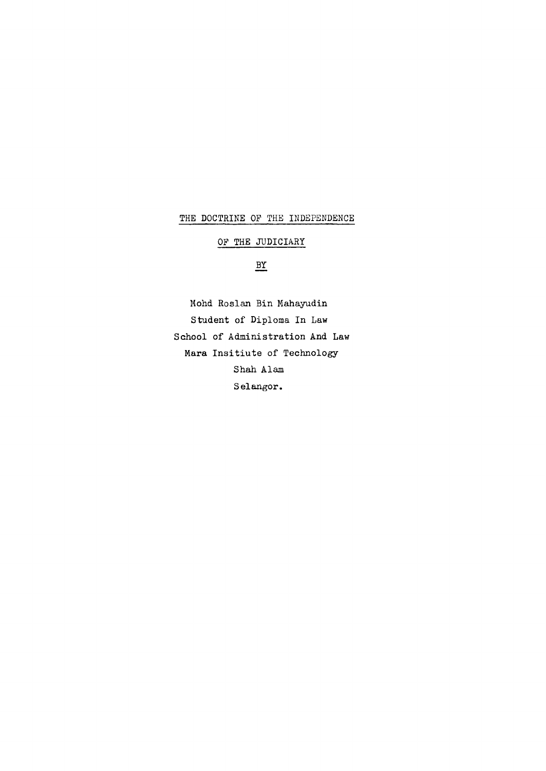# THE DOCTRINE OF THE INDEPENDENCE OF THE JUDICIARY

BY

Mohd Roslan Bin Mahayudin
Student of Diploma In Law
School of Administration And Law
Mara Insitiute of Technology
Shah Alam
Selangor.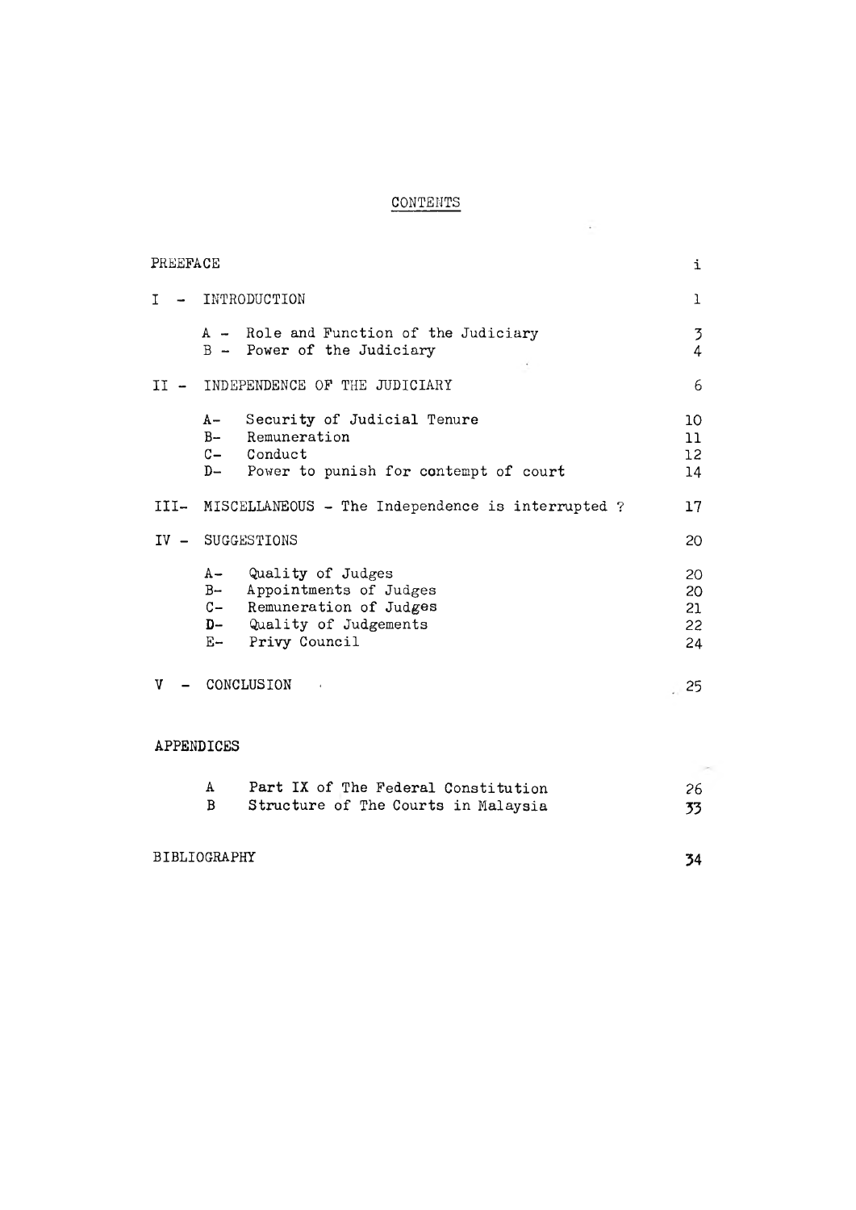# CONTENTS

| | Page |
|---|---|
| PREEFACE | i |
| I - INTRODUCTION | 1 |
| A - Role and Function of the Judiciary | 3 |
| B - Power of the Judiciary | 4 |
| II - INDEPENDENCE OF THE JUDICIARY | 6 |
| A- Security of Judicial Tenure | 10 |
| B- Remuneration | 11 |
| C- Conduct | 12 |
| D- Power to punish for contempt of court | 14 |
| III- MISCELLANEOUS - The Independence is interrupted ? | 17 |
| IV - SUGGESTIONS | 20 |
| A- Quality of Judges | 20 |
| B- Appointments of Judges | 20 |
| C- Remuneration of Judges | 21 |
| D- Quality of Judgements | 22 |
| E- Privy Council | 24 |
| V - CONCLUSION | 25 |

APPENDICES

| | | |
|---|---|---|
| A | Part IX of The Federal Constitution | 26 |
| B | Structure of The Courts in Malaysia | 33 |

| | |
|---|---|
| BIBLIOGRAPHY | 34 |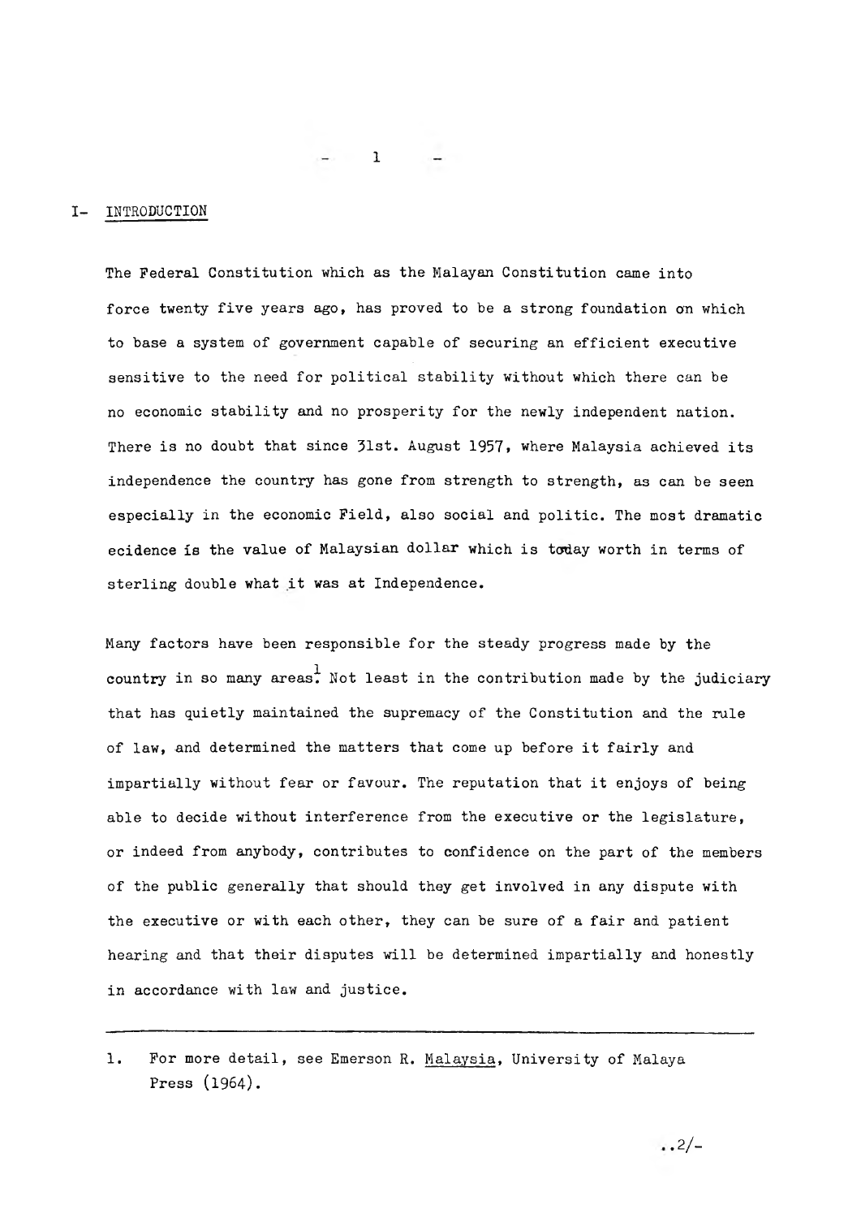# I- INTRODUCTION

The Federal Constitution which as the Malayan Constitution came into force twenty five years ago, has proved to be a strong foundation on which to base a system of government capable of securing an efficient executive sensitive to the need for political stability without which there can be no economic stability and no prosperity for the newly independent nation. There is no doubt that since 31st. August 1957, where Malaysia achieved its independence the country has gone from strength to strength, as can be seen especially in the economic Field, also social and politic. The most dramatic ecidence is the value of Malaysian dollar which is today worth in terms of sterling double what it was at Independence.

Many factors have been responsible for the steady progress made by the country in so many areas.[1] Not least in the contribution made by the judiciary that has quietly maintained the supremacy of the Constitution and the rule of law, and determined the matters that come up before it fairly and impartially without fear or favour. The reputation that it enjoys of being able to decide without interference from the executive or the legislature, or indeed from anybody, contributes to confidence on the part of the members of the public generally that should they get involved in any dispute with the executive or with each other, they can be sure of a fair and patient hearing and that their disputes will be determined impartially and honestly in accordance with law and justice.

---

1. For more detail, see Emerson R. Malaysia, University of Malaya Press (1964).

..2/-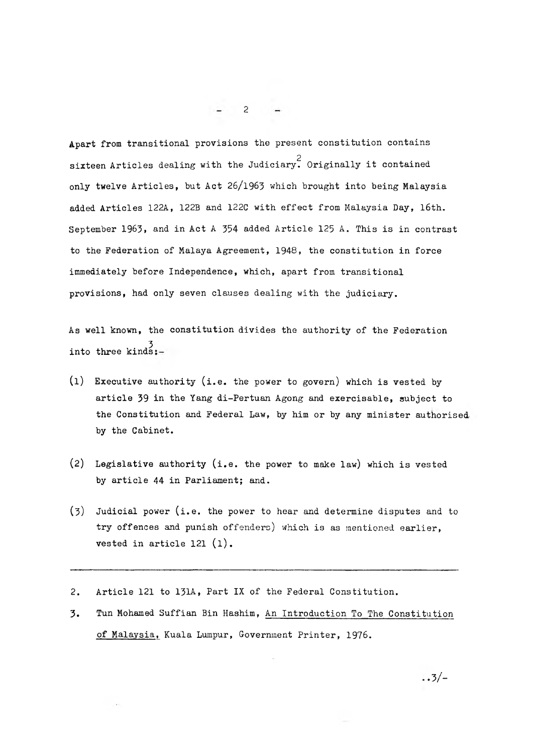Apart from transitional provisions the present constitution contains sixteen Articles dealing with the Judiciary.[2] Originally it contained only twelve Articles, but Act 26/1963 which brought into being Malaysia added Articles 122A, 122B and 122C with effect from Malaysia Day, 16th. September 1963, and in Act A 354 added Article 125 A. This is in contrast to the Federation of Malaya Agreement, 1948, the constitution in force immediately before Independence, which, apart from transitional provisions, had only seven clauses dealing with the judiciary.

As well known, the constitution divides the authority of the Federation into three kinds:[3]-

(1) Executive authority (i.e. the power to govern) which is vested by article 39 in the Yang di-Pertuan Agong and exercisable, subject to the Constitution and Federal Law, by him or by any minister authorised by the Cabinet.

(2) Legislative authority (i.e. the power to make law) which is vested by article 44 in Parliament; and.

(3) Judicial power (i.e. the power to hear and determine disputes and to try offences and punish offenders) which is as mentioned earlier, vested in article 121 (1).

---

2. Article 121 to 131A, Part IX of the Federal Constitution.

3. Tun Mohamed Suffian Bin Hashim, An Introduction To The Constitution of Malaysia, Kuala Lumpur, Government Printer, 1976.

..3/-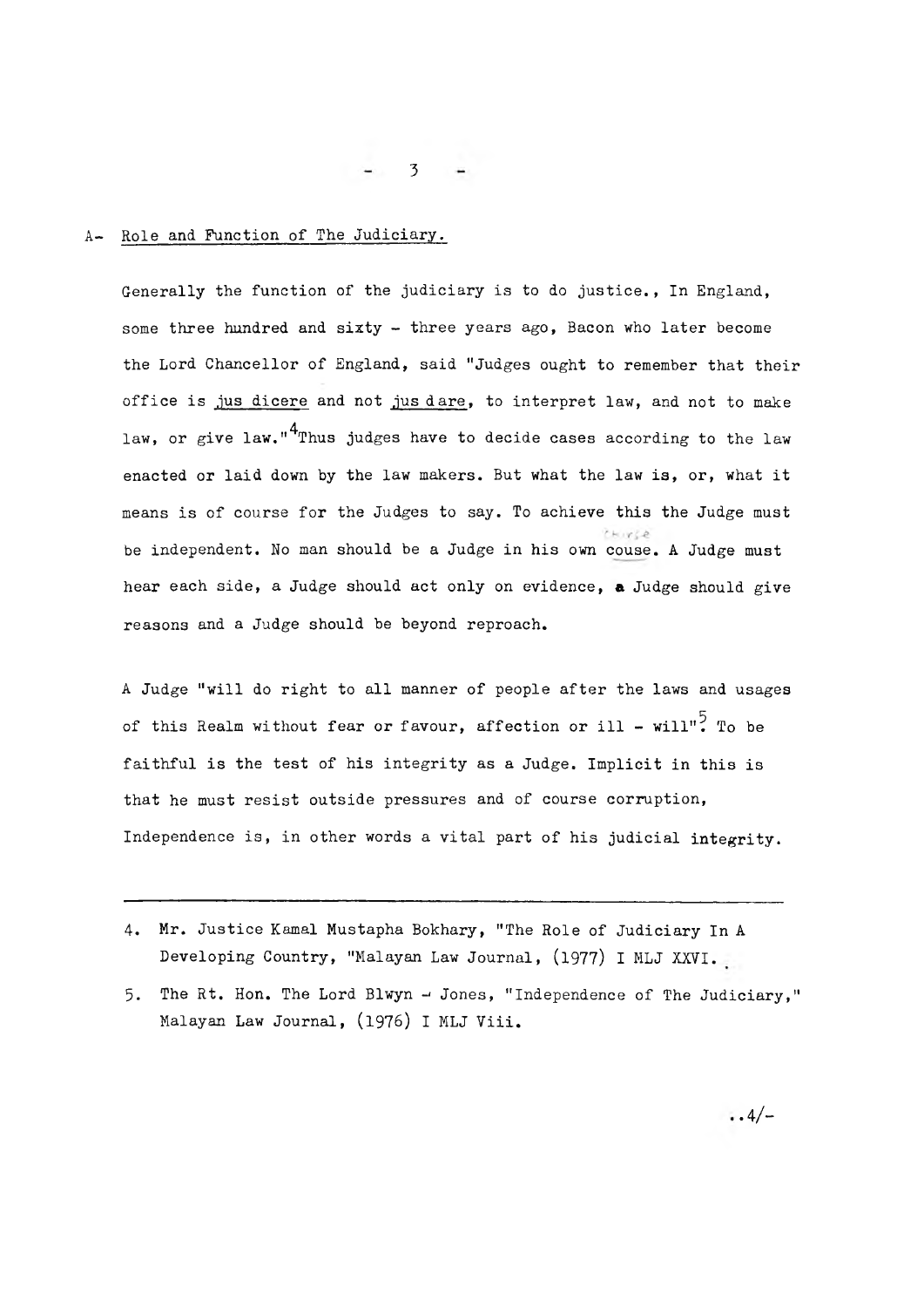A- Role and Function of The Judiciary.

Generally the function of the judiciary is to do justice., In England, some three hundred and sixty - three years ago, Bacon who later become the Lord Chancellor of England, said "Judges ought to remember that their office is jus dicere and not jus dare, to interpret law, and not to make law, or give law."[4] Thus judges have to decide cases according to the law enacted or laid down by the law makers. But what the law is, or, what it means is of course for the Judges to say. To achieve this the Judge must be independent. No man should be a Judge in his own couse. A Judge must hear each side, a Judge should act only on evidence, a Judge should give reasons and a Judge should be beyond reproach.

A Judge "will do right to all manner of people after the laws and usages of this Realm without fear or favour, affection or ill - will".[5] To be faithful is the test of his integrity as a Judge. Implicit in this is that he must resist outside pressures and of course corruption, Independence is, in other words a vital part of his judicial integrity.

---

4. Mr. Justice Kamal Mustapha Bokhary, "The Role of Judiciary In A Developing Country, "Malayan Law Journal, (1977) I MLJ XXVI.

5. The Rt. Hon. The Lord Blwyn - Jones, "Independence of The Judiciary," Malayan Law Journal, (1976) I MLJ Viii.

..4/-